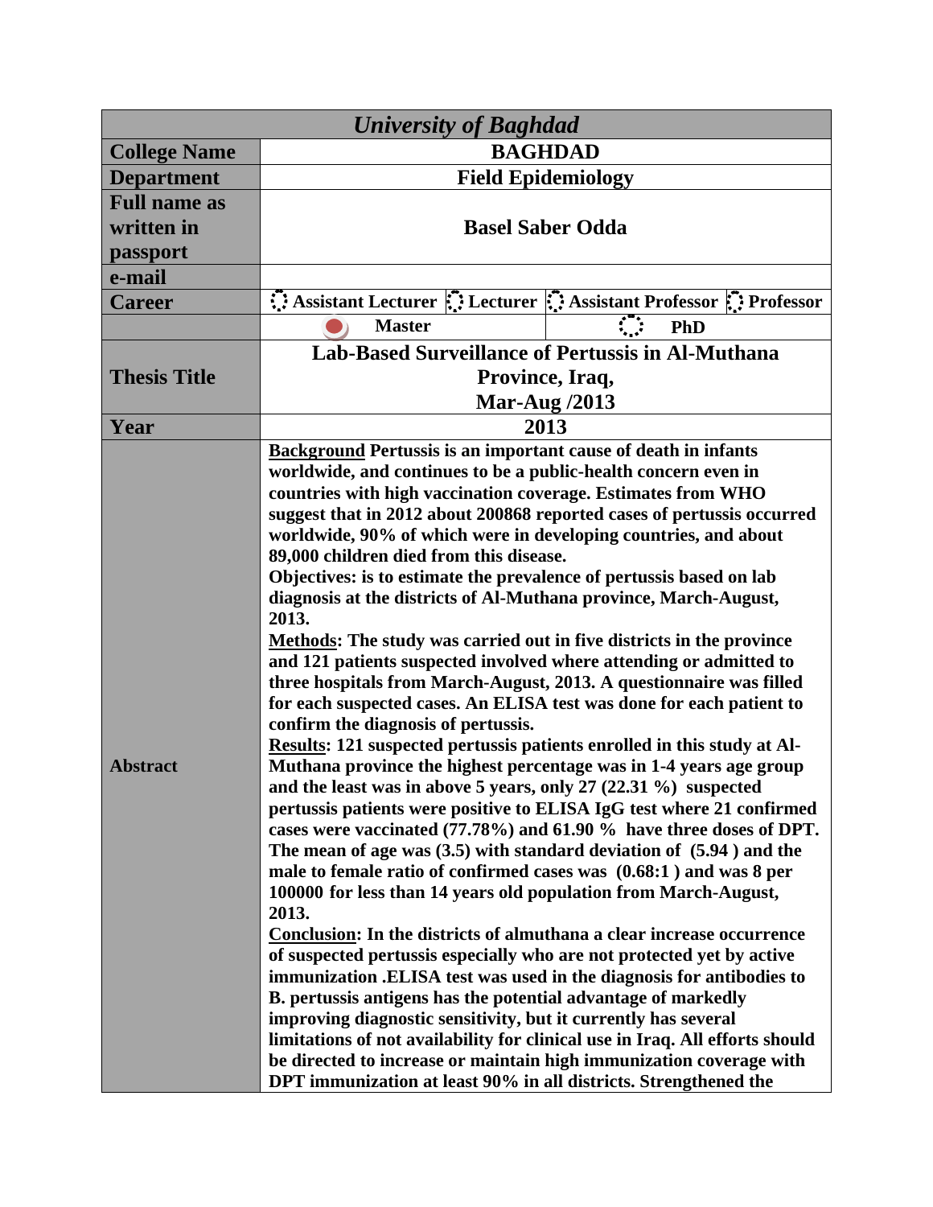| *University of Baghdad* | | | | |
|---|---|---|---|---|
| **College Name** | **BAGHDAD** | | | |
| **Department** | **Field Epidemiology** | | | |
| **Full name as written in passport** | **Basel Saber Odda** | | | |
| **e-mail** | | | | |
| **Career** | ○ **Assistant Lecturer** | ○ **Lecturer** | ○ **Assistant Professor** | ○ **Professor** |
| | ● **Master** | | ○ **PhD** | |
| **Thesis Title** | **Lab-Based Surveillance of Pertussis in Al-Muthana Province, Iraq, Mar-Aug /2013** | | | |
| **Year** | **2013** | | | |
| **Abstract** | **<u>Background</u> Pertussis is an important cause of death in infants worldwide, and continues to be a public-health concern even in countries with high vaccination coverage. Estimates from WHO suggest that in 2012 about 200868 reported cases of pertussis occurred worldwide, 90% of which were in developing countries, and about 89,000 children died from this disease.**<br>**Objectives: is to estimate the prevalence of pertussis based on lab diagnosis at the districts of Al-Muthana province, March-August, 2013.**<br>**<u>Methods</u>: The study was carried out in five districts in the province and 121 patients suspected involved where attending or admitted to three hospitals from March-August, 2013. A questionnaire was filled for each suspected cases. An ELISA test was done for each patient to confirm the diagnosis of pertussis.**<br>**<u>Results</u>: 121 suspected pertussis patients enrolled in this study at Al-Muthana province the highest percentage was in 1-4 years age group and the least was in above 5 years, only 27 (22.31 %) suspected pertussis patients were positive to ELISA IgG test where 21 confirmed cases were vaccinated (77.78%) and 61.90 % have three doses of DPT. The mean of age was (3.5) with standard deviation of (5.94 ) and the male to female ratio of confirmed cases was (0.68:1 ) and was 8 per 100000 for less than 14 years old population from March-August, 2013.**<br>**<u>Conclusion</u>: In the districts of almuthana a clear increase occurrence of suspected pertussis especially who are not protected yet by active immunization .ELISA test was used in the diagnosis for antibodies to B. pertussis antigens has the potential advantage of markedly improving diagnostic sensitivity, but it currently has several limitations of not availability for clinical use in Iraq. All efforts should be directed to increase or maintain high immunization coverage with DPT immunization at least 90% in all districts. Strengthened the** | | | |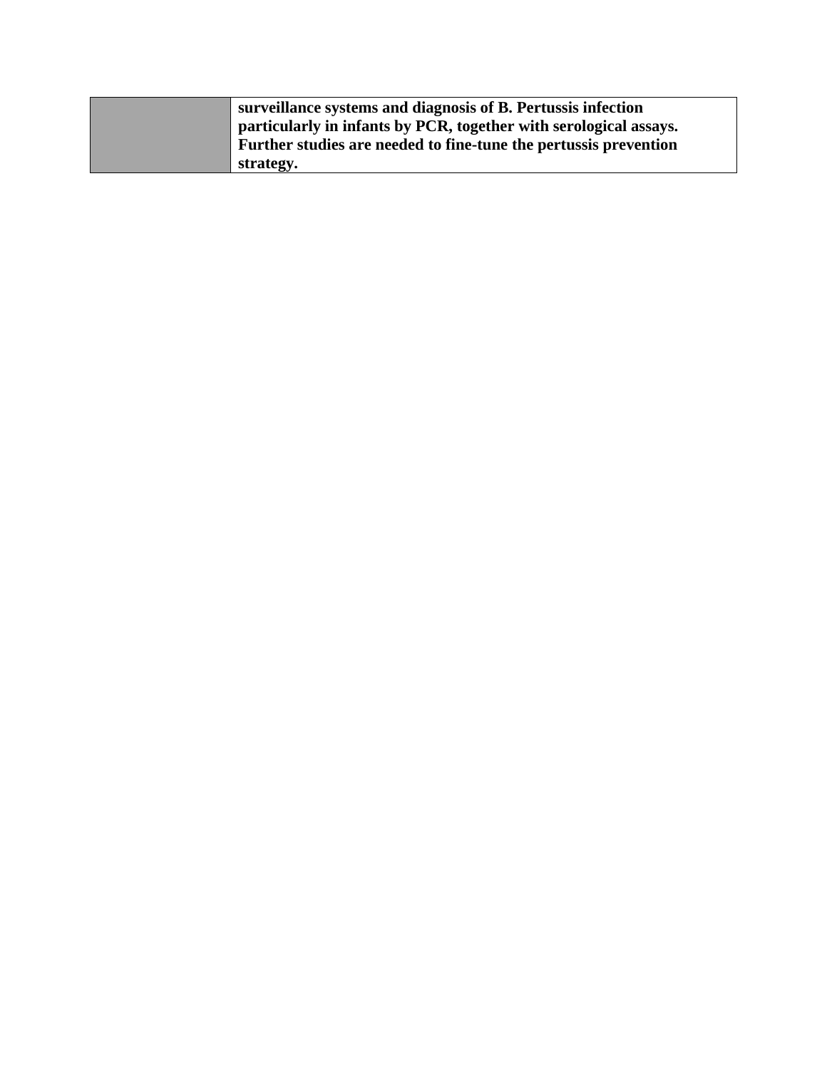| | |
|---|---|
| | **surveillance systems and diagnosis of B. Pertussis infection particularly in infants by PCR, together with serological assays. Further studies are needed to fine-tune the pertussis prevention strategy.** |